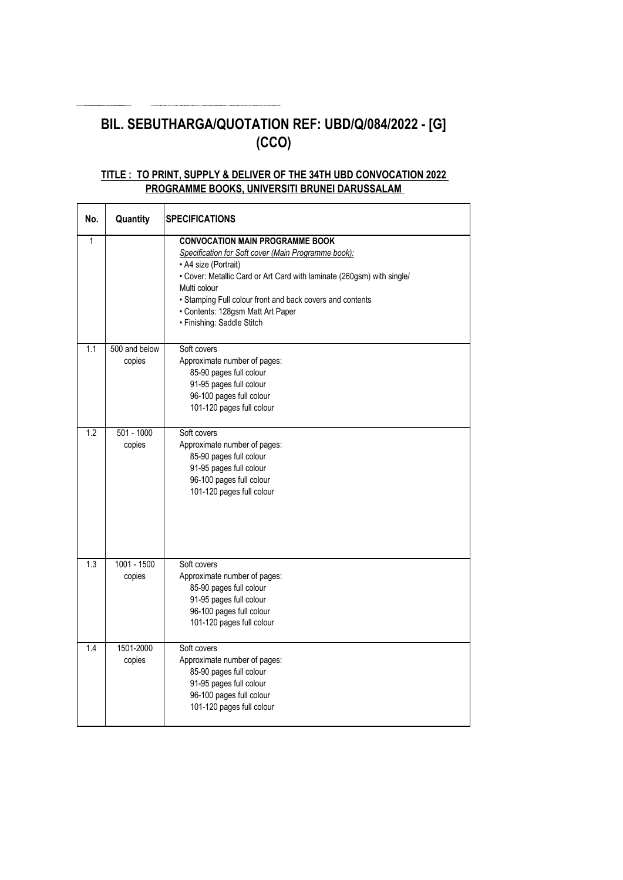# BIL. SEBUTHARGA/QUOTATION REF: UBD/Q/084/2022 - [G] (CCO)

## TITLE : TO PRINT, SUPPLY & DELIVER OF THE 34TH UBD CONVOCATION 2022 PROGRAMME BOOKS, UNIVERSITI BRUNEI DARUSSALAM

| No. | Quantity | SPECIFICATIONS |
|---|---|---|
| 1 | | **CONVOCATION MAIN PROGRAMME BOOK**<br>*Specification for Soft cover (Main Programme book):*<br>• A4 size (Portrait)<br>• Cover: Metallic Card or Art Card with laminate (260gsm) with single/ Multi colour<br>• Stamping Full colour front and back covers and contents<br>• Contents: 128gsm Matt Art Paper<br>• Finishing: Saddle Stitch |
| 1.1 | 500 and below copies | Soft covers<br>Approximate number of pages:<br>85-90 pages full colour<br>91-95 pages full colour<br>96-100 pages full colour<br>101-120 pages full colour |
| 1.2 | 501 - 1000 copies | Soft covers<br>Approximate number of pages:<br>85-90 pages full colour<br>91-95 pages full colour<br>96-100 pages full colour<br>101-120 pages full colour |
| 1.3 | 1001 - 1500 copies | Soft covers<br>Approximate number of pages:<br>85-90 pages full colour<br>91-95 pages full colour<br>96-100 pages full colour<br>101-120 pages full colour |
| 1.4 | 1501-2000 copies | Soft covers<br>Approximate number of pages:<br>85-90 pages full colour<br>91-95 pages full colour<br>96-100 pages full colour<br>101-120 pages full colour |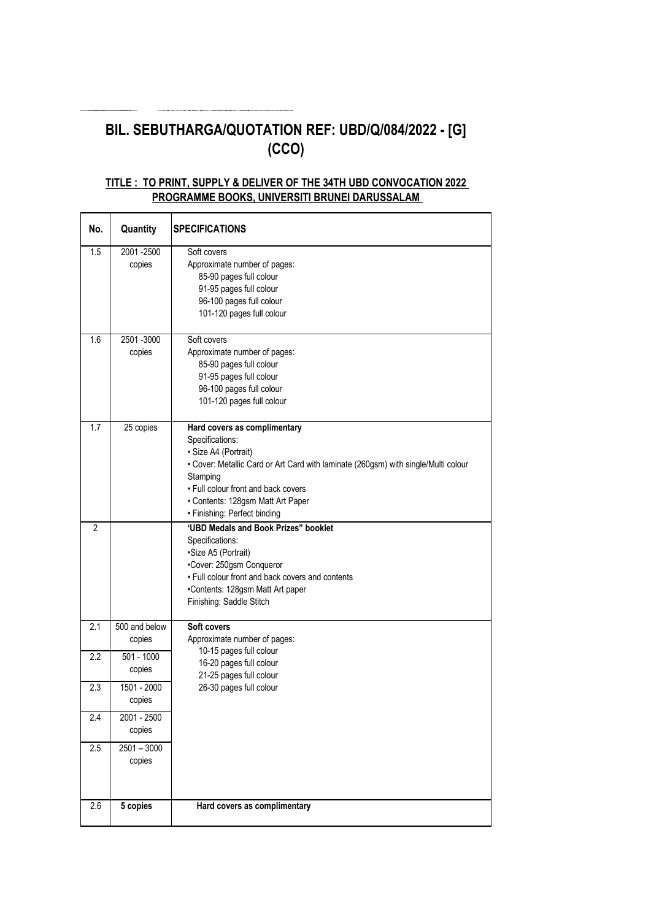# BIL. SEBUTHARGA/QUOTATION REF: UBD/Q/084/2022 - [G] (CCO)

## TITLE : TO PRINT, SUPPLY & DELIVER OF THE 34TH UBD CONVOCATION 2022 PROGRAMME BOOKS, UNIVERSITI BRUNEI DARUSSALAM

| No. | Quantity | SPECIFICATIONS |
|---|---|---|
| 1.5 | 2001 -2500 copies | Soft covers<br>Approximate number of pages:<br>85-90 pages full colour<br>91-95 pages full colour<br>96-100 pages full colour<br>101-120 pages full colour |
| 1.6 | 2501 -3000 copies | Soft covers<br>Approximate number of pages:<br>85-90 pages full colour<br>91-95 pages full colour<br>96-100 pages full colour<br>101-120 pages full colour |
| 1.7 | 25 copies | **Hard covers as complimentary**<br>Specifications:<br>• Size A4 (Portrait)<br>• Cover: Metallic Card or Art Card with laminate (260gsm) with single/Multi colour Stamping<br>• Full colour front and back covers<br>• Contents: 128gsm Matt Art Paper<br>• Finishing: Perfect binding |
| 2 | | **'UBD Medals and Book Prizes" booklet**<br>Specifications:<br>•Size A5 (Portrait)<br>•Cover: 250gsm Conqueror<br>• Full colour front and back covers and contents<br>•Contents: 128gsm Matt Art paper<br>Finishing: Saddle Stitch |
| 2.1 | 500 and below copies | **Soft covers**<br>Approximate number of pages:<br>10-15 pages full colour<br>16-20 pages full colour<br>21-25 pages full colour<br>26-30 pages full colour |
| 2.2 | 501 - 1000 copies | |
| 2.3 | 1501 - 2000 copies | |
| 2.4 | 2001 - 2500 copies | |
| 2.5 | 2501 – 3000 copies | |
| 2.6 | **5 copies** | **Hard covers as complimentary** |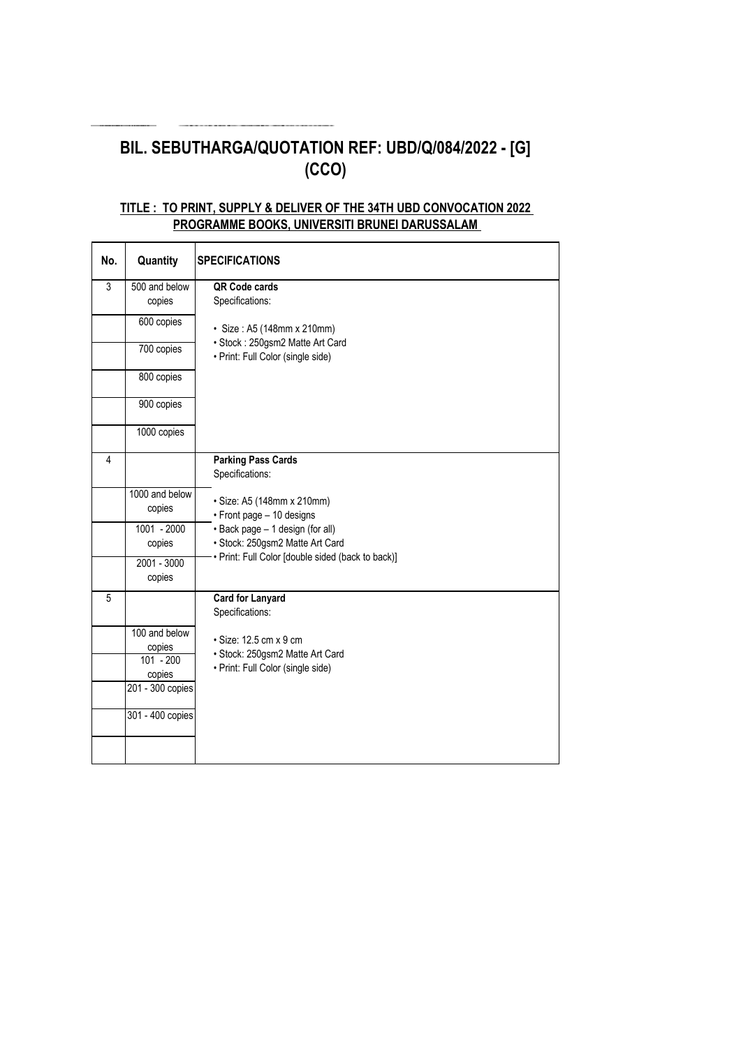# BIL. SEBUTHARGA/QUOTATION REF: UBD/Q/084/2022 - [G] (CCO)

**TITLE : TO PRINT, SUPPLY & DELIVER OF THE 34TH UBD CONVOCATION 2022 PROGRAMME BOOKS, UNIVERSITI BRUNEI DARUSSALAM**

| No. | Quantity | SPECIFICATIONS |
|---|---|---|
| 3 | 500 and below copies | **QR Code cards**<br>Specifications:<br><br>• Size : A5 (148mm x 210mm)<br>• Stock : 250gsm2 Matte Art Card<br>• Print: Full Color (single side) |
| | 600 copies | |
| | 700 copies | |
| | 800 copies | |
| | 900 copies | |
| | 1000 copies | |
| 4 | | **Parking Pass Cards**<br>Specifications:<br><br>• Size: A5 (148mm x 210mm)<br>• Front page – 10 designs<br>• Back page – 1 design (for all)<br>• Stock: 250gsm2 Matte Art Card<br>• Print: Full Color [double sided (back to back)] |
| | 1000 and below copies | |
| | 1001 - 2000 copies | |
| | 2001 - 3000 copies | |
| 5 | | **Card for Lanyard**<br>Specifications:<br><br>• Size: 12.5 cm x 9 cm<br>• Stock: 250gsm2 Matte Art Card<br>• Print: Full Color (single side) |
| | 100 and below copies | |
| | 101 - 200 copies | |
| | 201 - 300 copies | |
| | 301 - 400 copies | |
| | | |